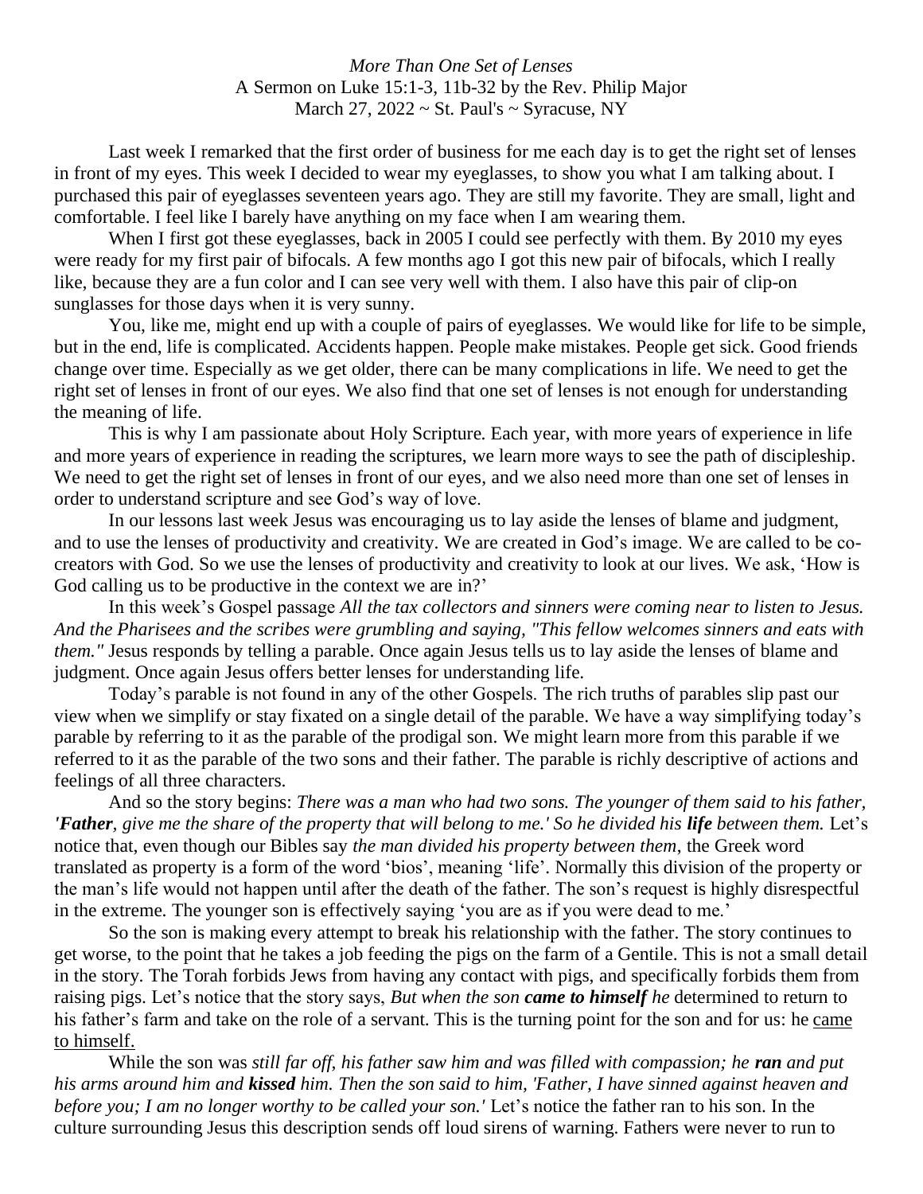*More Than One Set of Lenses*
A Sermon on Luke 15:1-3, 11b-32 by the Rev. Philip Major
March 27, 2022 ~ St. Paul's ~ Syracuse, NY

Last week I remarked that the first order of business for me each day is to get the right set of lenses in front of my eyes. This week I decided to wear my eyeglasses, to show you what I am talking about. I purchased this pair of eyeglasses seventeen years ago. They are still my favorite. They are small, light and comfortable. I feel like I barely have anything on my face when I am wearing them.

When I first got these eyeglasses, back in 2005 I could see perfectly with them. By 2010 my eyes were ready for my first pair of bifocals. A few months ago I got this new pair of bifocals, which I really like, because they are a fun color and I can see very well with them. I also have this pair of clip-on sunglasses for those days when it is very sunny.

You, like me, might end up with a couple of pairs of eyeglasses. We would like for life to be simple, but in the end, life is complicated. Accidents happen. People make mistakes. People get sick. Good friends change over time. Especially as we get older, there can be many complications in life. We need to get the right set of lenses in front of our eyes. We also find that one set of lenses is not enough for understanding the meaning of life.

This is why I am passionate about Holy Scripture. Each year, with more years of experience in life and more years of experience in reading the scriptures, we learn more ways to see the path of discipleship. We need to get the right set of lenses in front of our eyes, and we also need more than one set of lenses in order to understand scripture and see God's way of love.

In our lessons last week Jesus was encouraging us to lay aside the lenses of blame and judgment, and to use the lenses of productivity and creativity. We are created in God's image. We are called to be co-creators with God. So we use the lenses of productivity and creativity to look at our lives. We ask, 'How is God calling us to be productive in the context we are in?'

In this week's Gospel passage *All the tax collectors and sinners were coming near to listen to Jesus. And the Pharisees and the scribes were grumbling and saying, "This fellow welcomes sinners and eats with them."* Jesus responds by telling a parable. Once again Jesus tells us to lay aside the lenses of blame and judgment. Once again Jesus offers better lenses for understanding life.

Today's parable is not found in any of the other Gospels. The rich truths of parables slip past our view when we simplify or stay fixated on a single detail of the parable. We have a way simplifying today's parable by referring to it as the parable of the prodigal son. We might learn more from this parable if we referred to it as the parable of the two sons and their father. The parable is richly descriptive of actions and feelings of all three characters.

And so the story begins: *There was a man who had two sons. The younger of them said to his father, '**Father**, give me the share of the property that will belong to me.' So he divided his **life** between them.* Let's notice that, even though our Bibles say *the man divided his property between them*, the Greek word translated as property is a form of the word 'bios', meaning 'life'. Normally this division of the property or the man's life would not happen until after the death of the father. The son's request is highly disrespectful in the extreme. The younger son is effectively saying 'you are as if you were dead to me.'

So the son is making every attempt to break his relationship with the father. The story continues to get worse, to the point that he takes a job feeding the pigs on the farm of a Gentile. This is not a small detail in the story. The Torah forbids Jews from having any contact with pigs, and specifically forbids them from raising pigs. Let's notice that the story says, *But when the son **came to himself** he* determined to return to his father's farm and take on the role of a servant. This is the turning point for the son and for us: he came to himself.

While the son was *still far off, his father saw him and was filled with compassion; he **ran** and put his arms around him and **kissed** him. Then the son said to him, 'Father, I have sinned against heaven and before you; I am no longer worthy to be called your son.'* Let's notice the father ran to his son. In the culture surrounding Jesus this description sends off loud sirens of warning. Fathers were never to run to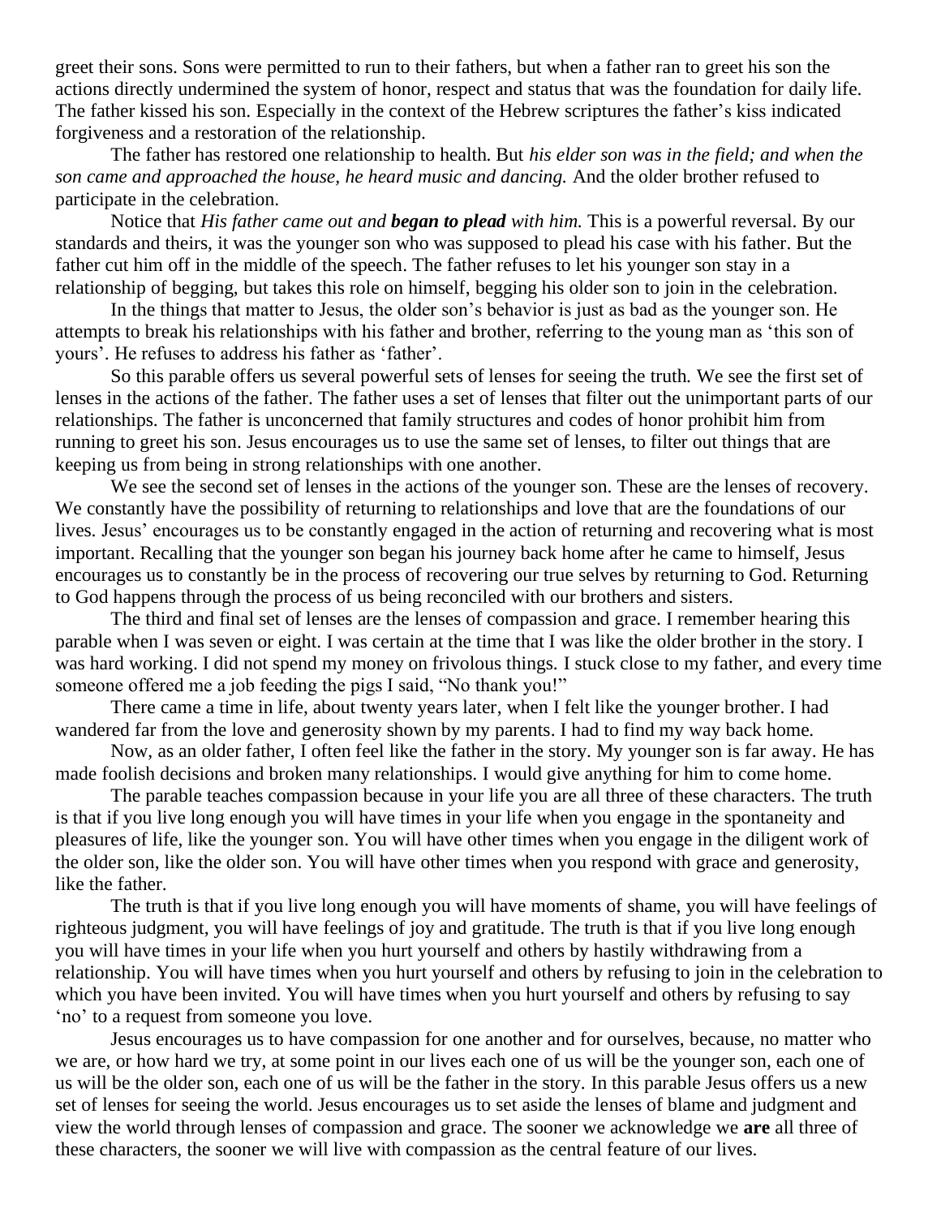greet their sons. Sons were permitted to run to their fathers, but when a father ran to greet his son the actions directly undermined the system of honor, respect and status that was the foundation for daily life. The father kissed his son. Especially in the context of the Hebrew scriptures the father's kiss indicated forgiveness and a restoration of the relationship.

The father has restored one relationship to health. But *his elder son was in the field; and when the son came and approached the house, he heard music and dancing.* And the older brother refused to participate in the celebration.

Notice that *His father came out and **began to plead** with him.* This is a powerful reversal. By our standards and theirs, it was the younger son who was supposed to plead his case with his father. But the father cut him off in the middle of the speech. The father refuses to let his younger son stay in a relationship of begging, but takes this role on himself, begging his older son to join in the celebration.

In the things that matter to Jesus, the older son's behavior is just as bad as the younger son. He attempts to break his relationships with his father and brother, referring to the young man as 'this son of yours'. He refuses to address his father as 'father'.

So this parable offers us several powerful sets of lenses for seeing the truth. We see the first set of lenses in the actions of the father. The father uses a set of lenses that filter out the unimportant parts of our relationships. The father is unconcerned that family structures and codes of honor prohibit him from running to greet his son. Jesus encourages us to use the same set of lenses, to filter out things that are keeping us from being in strong relationships with one another.

We see the second set of lenses in the actions of the younger son. These are the lenses of recovery. We constantly have the possibility of returning to relationships and love that are the foundations of our lives. Jesus' encourages us to be constantly engaged in the action of returning and recovering what is most important. Recalling that the younger son began his journey back home after he came to himself, Jesus encourages us to constantly be in the process of recovering our true selves by returning to God. Returning to God happens through the process of us being reconciled with our brothers and sisters.

The third and final set of lenses are the lenses of compassion and grace. I remember hearing this parable when I was seven or eight. I was certain at the time that I was like the older brother in the story. I was hard working. I did not spend my money on frivolous things. I stuck close to my father, and every time someone offered me a job feeding the pigs I said, "No thank you!"

There came a time in life, about twenty years later, when I felt like the younger brother. I had wandered far from the love and generosity shown by my parents. I had to find my way back home.

Now, as an older father, I often feel like the father in the story. My younger son is far away. He has made foolish decisions and broken many relationships. I would give anything for him to come home.

The parable teaches compassion because in your life you are all three of these characters. The truth is that if you live long enough you will have times in your life when you engage in the spontaneity and pleasures of life, like the younger son. You will have other times when you engage in the diligent work of the older son, like the older son. You will have other times when you respond with grace and generosity, like the father.

The truth is that if you live long enough you will have moments of shame, you will have feelings of righteous judgment, you will have feelings of joy and gratitude. The truth is that if you live long enough you will have times in your life when you hurt yourself and others by hastily withdrawing from a relationship. You will have times when you hurt yourself and others by refusing to join in the celebration to which you have been invited. You will have times when you hurt yourself and others by refusing to say 'no' to a request from someone you love.

Jesus encourages us to have compassion for one another and for ourselves, because, no matter who we are, or how hard we try, at some point in our lives each one of us will be the younger son, each one of us will be the older son, each one of us will be the father in the story. In this parable Jesus offers us a new set of lenses for seeing the world. Jesus encourages us to set aside the lenses of blame and judgment and view the world through lenses of compassion and grace. The sooner we acknowledge we **are** all three of these characters, the sooner we will live with compassion as the central feature of our lives.